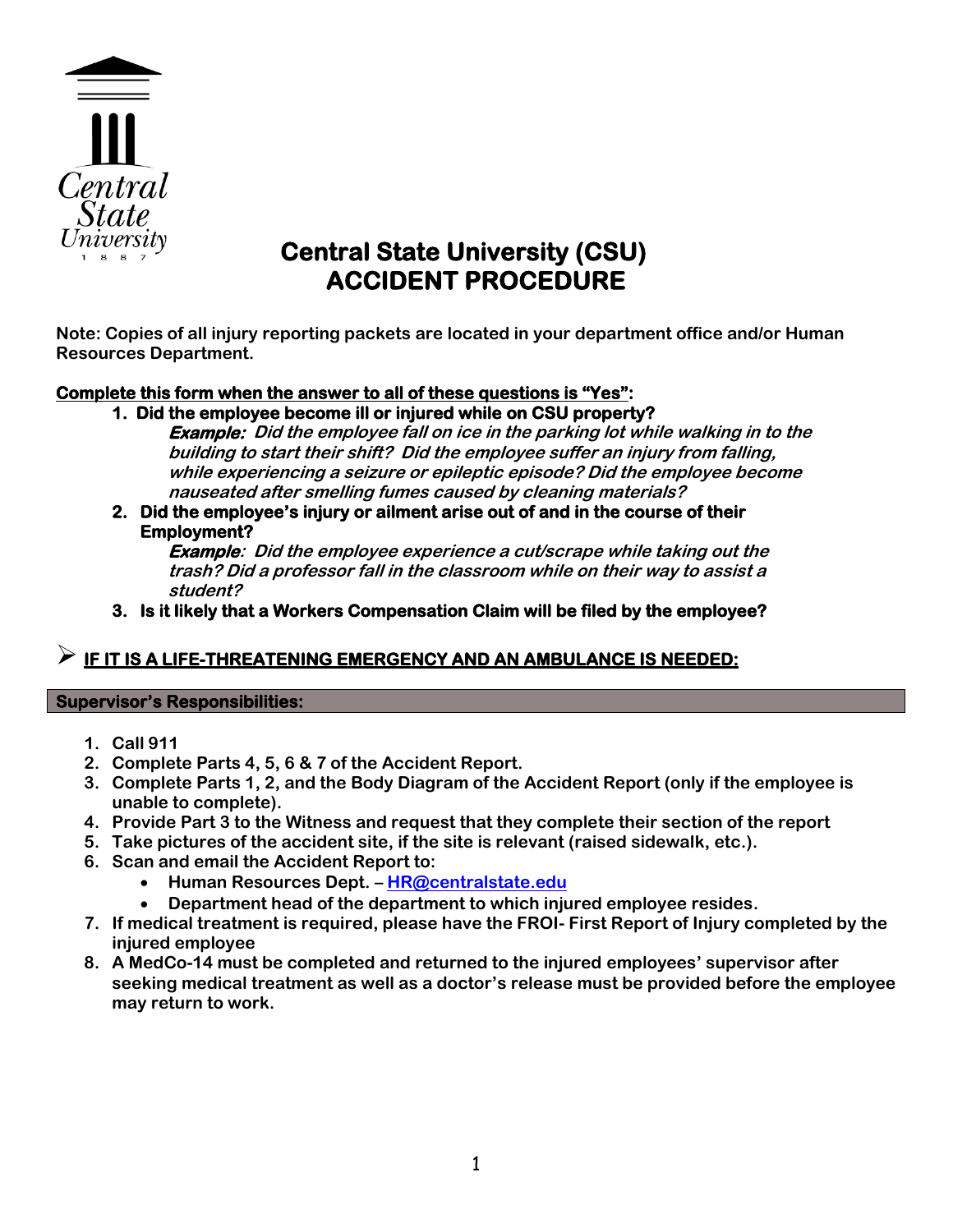# Central State University (CSU) ACCIDENT PROCEDURE

**Note: Copies of all injury reporting packets are located in your department office and/or Human Resources Department.**

**<u>Complete this form when the answer to all of these questions is "Yes":</u>**

1. **Did the employee become ill or injured while on CSU property?**
   ***Example:*** ***Did the employee fall on ice in the parking lot while walking in to the building to start their shift? Did the employee suffer an injury from falling, while experiencing a seizure or epileptic episode? Did the employee become nauseated after smelling fumes caused by cleaning materials?***
2. **Did the employee's injury or ailment arise out of and in the course of their Employment?**
   ***Example:*** ***Did the employee experience a cut/scrape while taking out the trash? Did a professor fall in the classroom while on their way to assist a student?***
3. **Is it likely that a Workers Compensation Claim will be filed by the employee?**

➢ **<u>IF IT IS A LIFE-THREATENING EMERGENCY AND AN AMBULANCE IS NEEDED:</u>**

**Supervisor's Responsibilities:**

1. **Call 911**
2. **Complete Parts 4, 5, 6 & 7 of the Accident Report.**
3. **Complete Parts 1, 2, and the Body Diagram of the Accident Report (only if the employee is unable to complete).**
4. **Provide Part 3 to the Witness and request that they complete their section of the report**
5. **Take pictures of the accident site, if the site is relevant (raised sidewalk, etc.).**
6. **Scan and email the Accident Report to:**
   - **Human Resources Dept. – HR@centralstate.edu**
   - **Department head of the department to which injured employee resides.**
7. **If medical treatment is required, please have the FROI- First Report of Injury completed by the injured employee**
8. **A MedCo-14 must be completed and returned to the injured employees' supervisor after seeking medical treatment as well as a doctor's release must be provided before the employee may return to work.**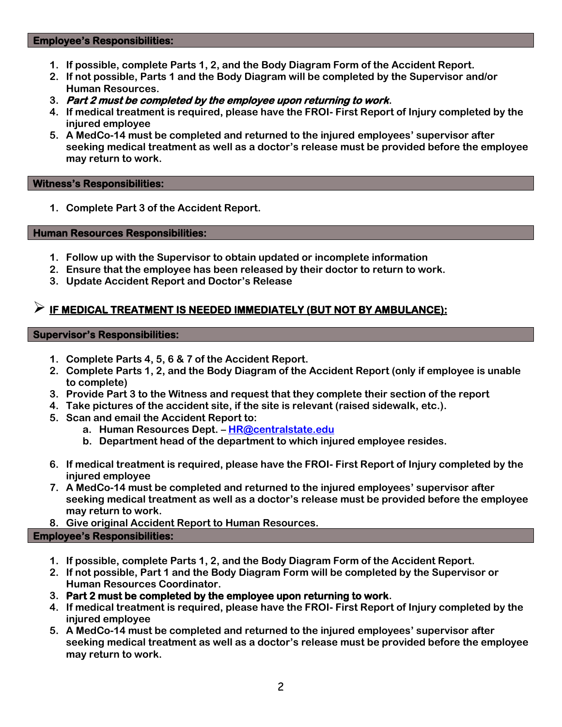### Employee's Responsibilities:

1. If possible, complete Parts 1, 2, and the Body Diagram Form of the Accident Report.
2. If not possible, Parts 1 and the Body Diagram will be completed by the Supervisor and/or Human Resources.
3. ***Part 2 must be completed by the employee upon returning to work*.**
4. If medical treatment is required, please have the FROI- First Report of Injury completed by the injured employee
5. A MedCo-14 must be completed and returned to the injured employees' supervisor after seeking medical treatment as well as a doctor's release must be provided before the employee may return to work.

### Witness's Responsibilities:

1. Complete Part 3 of the Accident Report.

### Human Resources Responsibilities:

1. Follow up with the Supervisor to obtain updated or incomplete information
2. Ensure that the employee has been released by their doctor to return to work.
3. Update Accident Report and Doctor's Release

## ➢ IF MEDICAL TREATMENT IS NEEDED IMMEDIATELY (BUT NOT BY AMBULANCE):

### Supervisor's Responsibilities:

1. Complete Parts 4, 5, 6 & 7 of the Accident Report.
2. Complete Parts 1, 2, and the Body Diagram of the Accident Report (only if employee is unable to complete)
3. Provide Part 3 to the Witness and request that they complete their section of the report
4. Take pictures of the accident site, if the site is relevant (raised sidewalk, etc.).
5. Scan and email the Accident Report to:
   a. Human Resources Dept. – HR@centralstate.edu
   b. Department head of the department to which injured employee resides.

6. If medical treatment is required, please have the FROI- First Report of Injury completed by the injured employee
7. A MedCo-14 must be completed and returned to the injured employees' supervisor after seeking medical treatment as well as a doctor's release must be provided before the employee may return to work.
8. Give original Accident Report to Human Resources.

### Employee's Responsibilities:

1. If possible, complete Parts 1, 2, and the Body Diagram Form of the Accident Report.
2. If not possible, Part 1 and the Body Diagram Form will be completed by the Supervisor or Human Resources Coordinator.
3. **Part 2 must be completed by the employee upon returning to work.**
4. If medical treatment is required, please have the FROI- First Report of Injury completed by the injured employee
5. A MedCo-14 must be completed and returned to the injured employees' supervisor after seeking medical treatment as well as a doctor's release must be provided before the employee may return to work.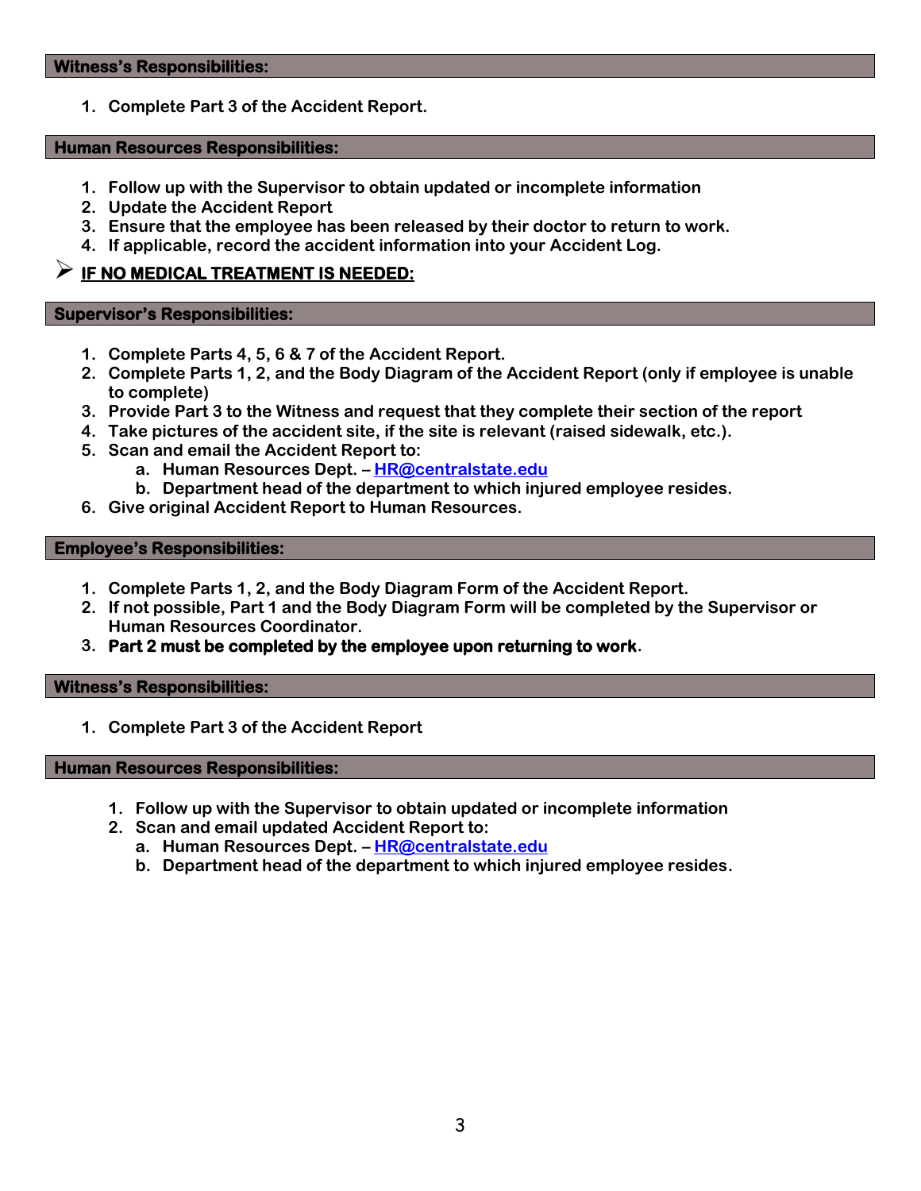### Witness's Responsibilities:

1. Complete Part 3 of the Accident Report.

### Human Resources Responsibilities:

1. Follow up with the Supervisor to obtain updated or incomplete information
2. Update the Accident Report
3. Ensure that the employee has been released by their doctor to return to work.
4. If applicable, record the accident information into your Accident Log.

## ➢ IF NO MEDICAL TREATMENT IS NEEDED:

### Supervisor's Responsibilities:

1. Complete Parts 4, 5, 6 & 7 of the Accident Report.
2. Complete Parts 1, 2, and the Body Diagram of the Accident Report (only if employee is unable to complete)
3. Provide Part 3 to the Witness and request that they complete their section of the report
4. Take pictures of the accident site, if the site is relevant (raised sidewalk, etc.).
5. Scan and email the Accident Report to:
   a. Human Resources Dept. – HR@centralstate.edu
   b. Department head of the department to which injured employee resides.
6. Give original Accident Report to Human Resources.

### Employee's Responsibilities:

1. Complete Parts 1, 2, and the Body Diagram Form of the Accident Report.
2. If not possible, Part 1 and the Body Diagram Form will be completed by the Supervisor or Human Resources Coordinator.
3. **Part 2 must be completed by the employee upon returning to work**.

### Witness's Responsibilities:

1. Complete Part 3 of the Accident Report

### Human Resources Responsibilities:

1. Follow up with the Supervisor to obtain updated or incomplete information
2. Scan and email updated Accident Report to:
   a. Human Resources Dept. – HR@centralstate.edu
   b. Department head of the department to which injured employee resides.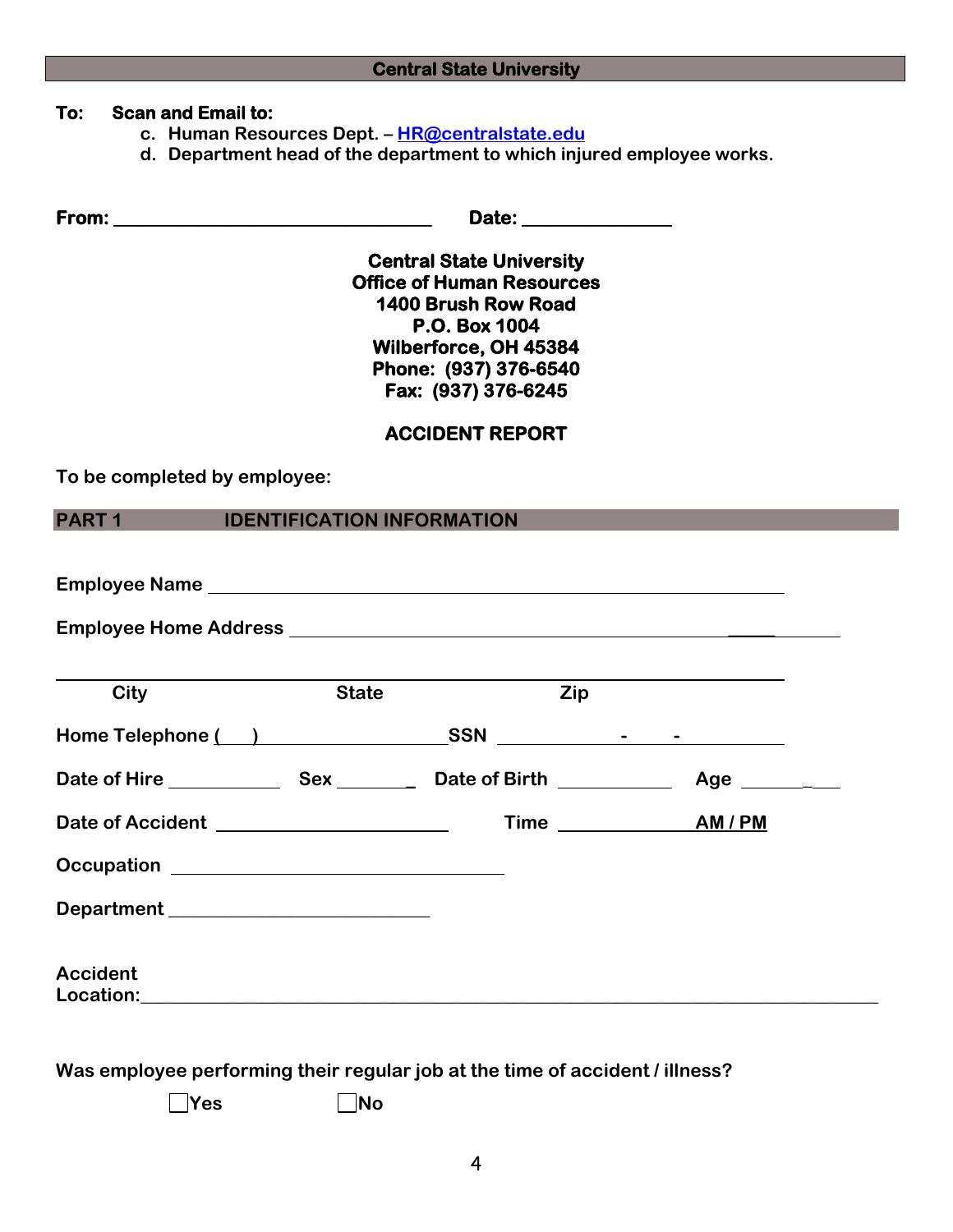**Central State University**

**To: Scan and Email to:**

c. Human Resources Dept. – HR@centralstate.edu
d. Department head of the department to which injured employee works.

**From:** ________________________________ **Date:** _______________

**Central State University**
**Office of Human Resources**
**1400 Brush Row Road**
**P.O. Box 1004**
**Wilberforce, OH 45384**
**Phone: (937) 376-6540**
**Fax: (937) 376-6245**

## ACCIDENT REPORT

**To be completed by employee:**

## PART 1 IDENTIFICATION INFORMATION

**Employee Name** ____________________________________________________________

**Employee Home Address** ____________________________________________________

____________________________________________________________________________
City State Zip

**Home Telephone (   )** ____________________ **SSN** __________ - ____ - __________

**Date of Hire** ___________ **Sex** ________ **Date of Birth** ___________ **Age** __________

**Date of Accident** ________________________ **Time** _____________ **AM / PM**

**Occupation** ___________________________________

**Department** ___________________________

**Accident Location:** ____________________________________________________________

**Was employee performing their regular job at the time of accident / illness?**

☐ Yes ☐ No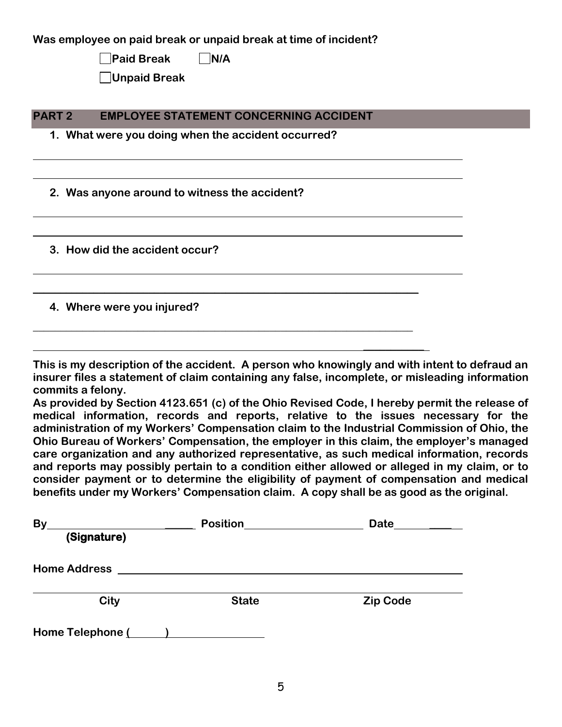**Was employee on paid break or unpaid break at time of incident?**

☐ **Paid Break** ☐ **N/A**

☐ **Unpaid Break**

## PART 2 EMPLOYEE STATEMENT CONCERNING ACCIDENT

1. **What were you doing when the accident occurred?**

_______________________________________________________________________

_______________________________________________________________________

2. **Was anyone around to witness the accident?**

_______________________________________________________________________

_______________________________________________________________________

3. **How did the accident occur?**

_______________________________________________________________________

_______________________________________________________________________

4. **Where were you injured?**

_______________________________________________________________________

_______________________________________________________________________

**This is my description of the accident. A person who knowingly and with intent to defraud an insurer files a statement of claim containing any false, incomplete, or misleading information commits a felony.**

**As provided by Section 4123.651 (c) of the Ohio Revised Code, I hereby permit the release of medical information, records and reports, relative to the issues necessary for the administration of my Workers' Compensation claim to the Industrial Commission of Ohio, the Ohio Bureau of Workers' Compensation, the employer in this claim, the employer's managed care organization and any authorized representative, as such medical information, records and reports may possibly pertain to a condition either allowed or alleged in my claim, or to consider payment or to determine the eligibility of payment of compensation and medical benefits under my Workers' Compensation claim. A copy shall be as good as the original.**

**By**______________________ **Position**______________________ **Date**____________
**(Signature)**

**Home Address** _______________________________________________________

_______________________________________________________________________
**City** **State** **Zip Code**

**Home Telephone (** **)** ________________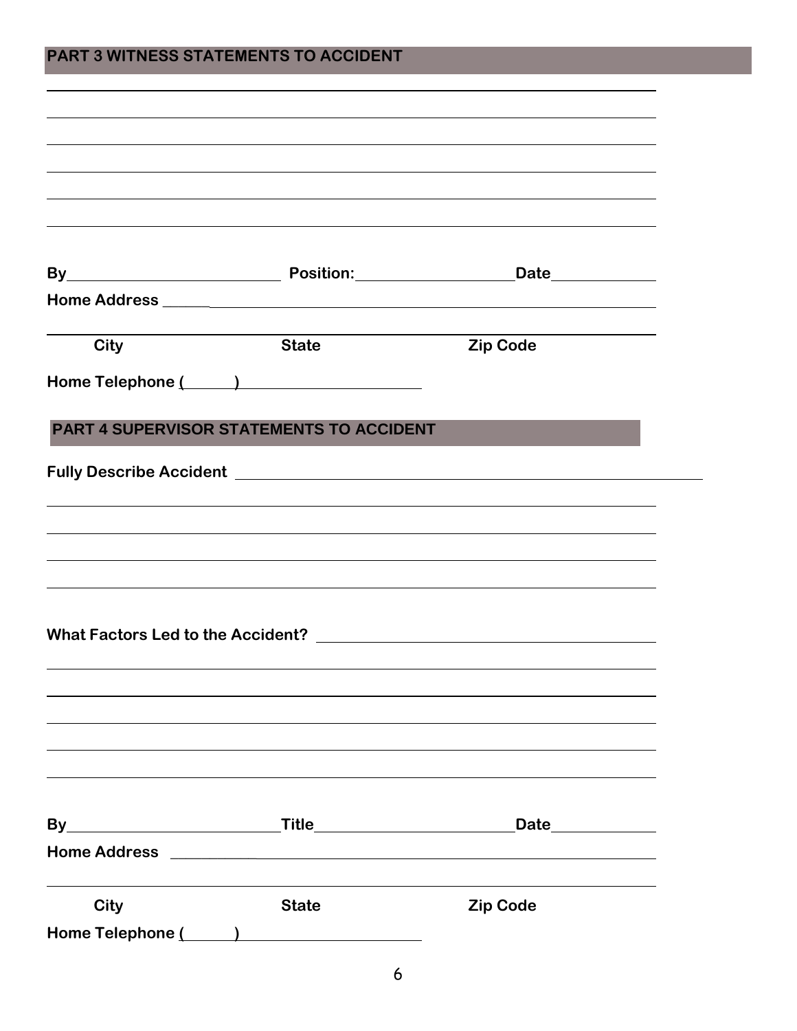## PART 3 WITNESS STATEMENTS TO ACCIDENT

\_\_\_\_\_\_\_\_\_\_\_\_\_\_\_\_\_\_\_\_\_\_\_\_\_\_\_\_\_\_\_\_\_\_\_\_\_\_\_\_\_\_\_\_\_\_\_\_\_\_\_\_\_\_\_\_\_\_\_\_\_\_

\_\_\_\_\_\_\_\_\_\_\_\_\_\_\_\_\_\_\_\_\_\_\_\_\_\_\_\_\_\_\_\_\_\_\_\_\_\_\_\_\_\_\_\_\_\_\_\_\_\_\_\_\_\_\_\_\_\_\_\_\_\_

\_\_\_\_\_\_\_\_\_\_\_\_\_\_\_\_\_\_\_\_\_\_\_\_\_\_\_\_\_\_\_\_\_\_\_\_\_\_\_\_\_\_\_\_\_\_\_\_\_\_\_\_\_\_\_\_\_\_\_\_\_\_

\_\_\_\_\_\_\_\_\_\_\_\_\_\_\_\_\_\_\_\_\_\_\_\_\_\_\_\_\_\_\_\_\_\_\_\_\_\_\_\_\_\_\_\_\_\_\_\_\_\_\_\_\_\_\_\_\_\_\_\_\_\_

\_\_\_\_\_\_\_\_\_\_\_\_\_\_\_\_\_\_\_\_\_\_\_\_\_\_\_\_\_\_\_\_\_\_\_\_\_\_\_\_\_\_\_\_\_\_\_\_\_\_\_\_\_\_\_\_\_\_\_\_\_\_

\_\_\_\_\_\_\_\_\_\_\_\_\_\_\_\_\_\_\_\_\_\_\_\_\_\_\_\_\_\_\_\_\_\_\_\_\_\_\_\_\_\_\_\_\_\_\_\_\_\_\_\_\_\_\_\_\_\_\_\_\_\_

**By**\_\_\_\_\_\_\_\_\_\_\_\_\_\_\_\_\_\_\_\_\_\_\_\_ **Position:**\_\_\_\_\_\_\_\_\_\_\_\_\_\_\_\_\_\_\_\_ **Date**\_\_\_\_\_\_\_\_\_\_\_\_

**Home Address** \_\_\_\_\_\_\_\_\_\_\_\_\_\_\_\_\_\_\_\_\_\_\_\_\_\_\_\_\_\_\_\_\_\_\_\_\_\_\_\_\_\_\_\_\_\_\_\_\_\_\_\_

\_\_\_\_\_\_\_\_\_\_\_\_\_\_\_\_\_\_\_\_\_\_\_\_\_\_\_\_\_\_\_\_\_\_\_\_\_\_\_\_\_\_\_\_\_\_\_\_\_\_\_\_\_\_\_\_\_\_\_\_\_\_

**City** **State** **Zip Code**

**Home Telephone (\_\_\_\_\_\_)** \_\_\_\_\_\_\_\_\_\_\_\_\_\_\_\_\_\_\_\_\_\_

## PART 4 SUPERVISOR STATEMENTS TO ACCIDENT

**Fully Describe Accident** \_\_\_\_\_\_\_\_\_\_\_\_\_\_\_\_\_\_\_\_\_\_\_\_\_\_\_\_\_\_\_\_\_\_\_\_\_\_\_\_\_\_\_\_\_\_\_\_\_\_

\_\_\_\_\_\_\_\_\_\_\_\_\_\_\_\_\_\_\_\_\_\_\_\_\_\_\_\_\_\_\_\_\_\_\_\_\_\_\_\_\_\_\_\_\_\_\_\_\_\_\_\_\_\_\_\_\_\_\_\_\_\_

\_\_\_\_\_\_\_\_\_\_\_\_\_\_\_\_\_\_\_\_\_\_\_\_\_\_\_\_\_\_\_\_\_\_\_\_\_\_\_\_\_\_\_\_\_\_\_\_\_\_\_\_\_\_\_\_\_\_\_\_\_\_

\_\_\_\_\_\_\_\_\_\_\_\_\_\_\_\_\_\_\_\_\_\_\_\_\_\_\_\_\_\_\_\_\_\_\_\_\_\_\_\_\_\_\_\_\_\_\_\_\_\_\_\_\_\_\_\_\_\_\_\_\_\_

\_\_\_\_\_\_\_\_\_\_\_\_\_\_\_\_\_\_\_\_\_\_\_\_\_\_\_\_\_\_\_\_\_\_\_\_\_\_\_\_\_\_\_\_\_\_\_\_\_\_\_\_\_\_\_\_\_\_\_\_\_\_

**What Factors Led to the Accident?** \_\_\_\_\_\_\_\_\_\_\_\_\_\_\_\_\_\_\_\_\_\_\_\_\_\_\_\_\_\_\_\_\_\_\_\_\_\_

\_\_\_\_\_\_\_\_\_\_\_\_\_\_\_\_\_\_\_\_\_\_\_\_\_\_\_\_\_\_\_\_\_\_\_\_\_\_\_\_\_\_\_\_\_\_\_\_\_\_\_\_\_\_\_\_\_\_\_\_\_\_

\_\_\_\_\_\_\_\_\_\_\_\_\_\_\_\_\_\_\_\_\_\_\_\_\_\_\_\_\_\_\_\_\_\_\_\_\_\_\_\_\_\_\_\_\_\_\_\_\_\_\_\_\_\_\_\_\_\_\_\_\_\_

\_\_\_\_\_\_\_\_\_\_\_\_\_\_\_\_\_\_\_\_\_\_\_\_\_\_\_\_\_\_\_\_\_\_\_\_\_\_\_\_\_\_\_\_\_\_\_\_\_\_\_\_\_\_\_\_\_\_\_\_\_\_

\_\_\_\_\_\_\_\_\_\_\_\_\_\_\_\_\_\_\_\_\_\_\_\_\_\_\_\_\_\_\_\_\_\_\_\_\_\_\_\_\_\_\_\_\_\_\_\_\_\_\_\_\_\_\_\_\_\_\_\_\_\_

\_\_\_\_\_\_\_\_\_\_\_\_\_\_\_\_\_\_\_\_\_\_\_\_\_\_\_\_\_\_\_\_\_\_\_\_\_\_\_\_\_\_\_\_\_\_\_\_\_\_\_\_\_\_\_\_\_\_\_\_\_\_

**By**\_\_\_\_\_\_\_\_\_\_\_\_\_\_\_\_\_\_\_\_\_\_\_\_ **Title**\_\_\_\_\_\_\_\_\_\_\_\_\_\_\_\_\_\_\_\_\_\_\_\_ **Date**\_\_\_\_\_\_\_\_\_\_\_\_

**Home Address** \_\_\_\_\_\_\_\_\_\_\_\_\_\_\_\_\_\_\_\_\_\_\_\_\_\_\_\_\_\_\_\_\_\_\_\_\_\_\_\_\_\_\_\_\_\_\_\_\_\_\_\_

\_\_\_\_\_\_\_\_\_\_\_\_\_\_\_\_\_\_\_\_\_\_\_\_\_\_\_\_\_\_\_\_\_\_\_\_\_\_\_\_\_\_\_\_\_\_\_\_\_\_\_\_\_\_\_\_\_\_\_\_\_\_

**City** **State** **Zip Code**

**Home Telephone (\_\_\_\_\_\_)** \_\_\_\_\_\_\_\_\_\_\_\_\_\_\_\_\_\_\_\_\_\_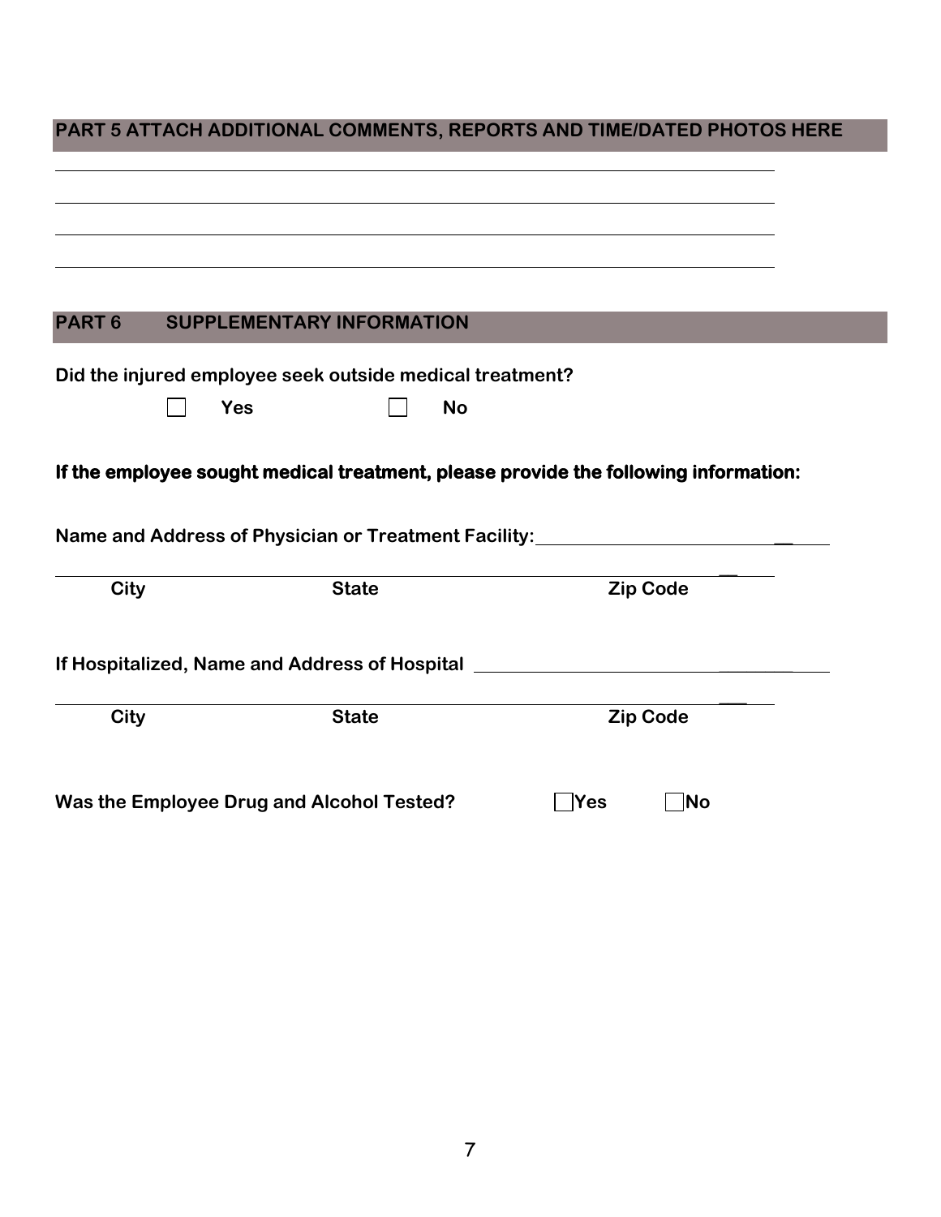## PART 5 ATTACH ADDITIONAL COMMENTS, REPORTS AND TIME/DATED PHOTOS HERE

______________________________________________________________________________

______________________________________________________________________________

______________________________________________________________________________

______________________________________________________________________________

## PART 6 SUPPLEMENTARY INFORMATION

**Did the injured employee seek outside medical treatment?**

☐ **Yes** ☐ **No**

**If the employee sought medical treatment, please provide the following information:**

**Name and Address of Physician or Treatment Facility:** ______________________________

______________________________________________________________________________

**City** **State** **Zip Code**

**If Hospitalized, Name and Address of Hospital** ______________________________

______________________________________________________________________________

**City** **State** **Zip Code**

**Was the Employee Drug and Alcohol Tested?** ☐**Yes** ☐**No**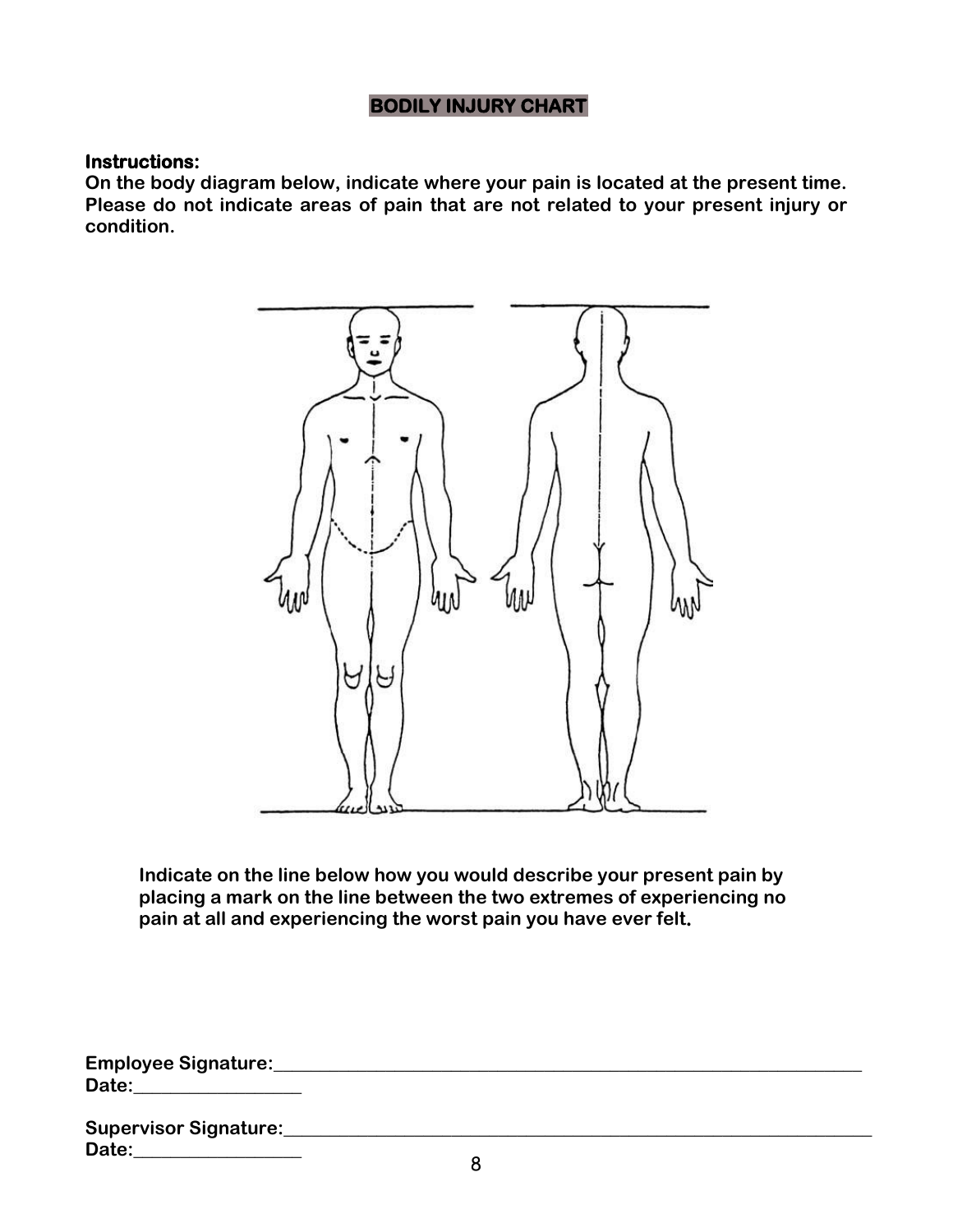## BODILY INJURY CHART

**Instructions:**
**On the body diagram below, indicate where your pain is located at the present time. Please do not indicate areas of pain that are not related to your present injury or condition.**

**Indicate on the line below how you would describe your present pain by placing a mark on the line between the two extremes of experiencing no pain at all and experiencing the worst pain you have ever felt.**

**Employee Signature:**_______________________________________________
**Date:**________________

**Supervisor Signature:**_______________________________________________
**Date:**________________